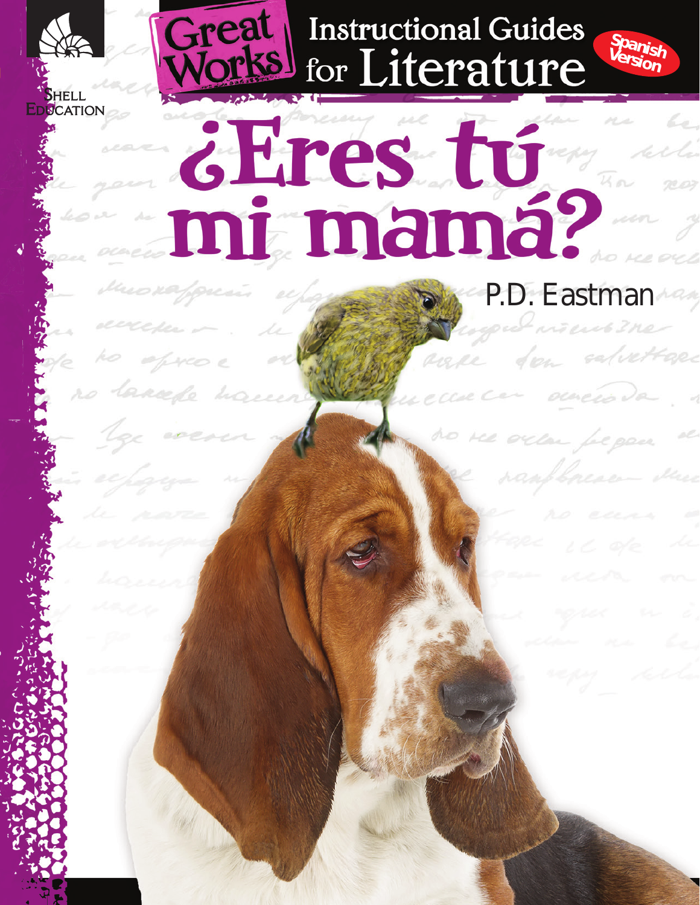Shell Education

# Great Works Instructional Guides for Literature

Spanish Version

# ¿Eres tú mi mamá?

P.D. Eastman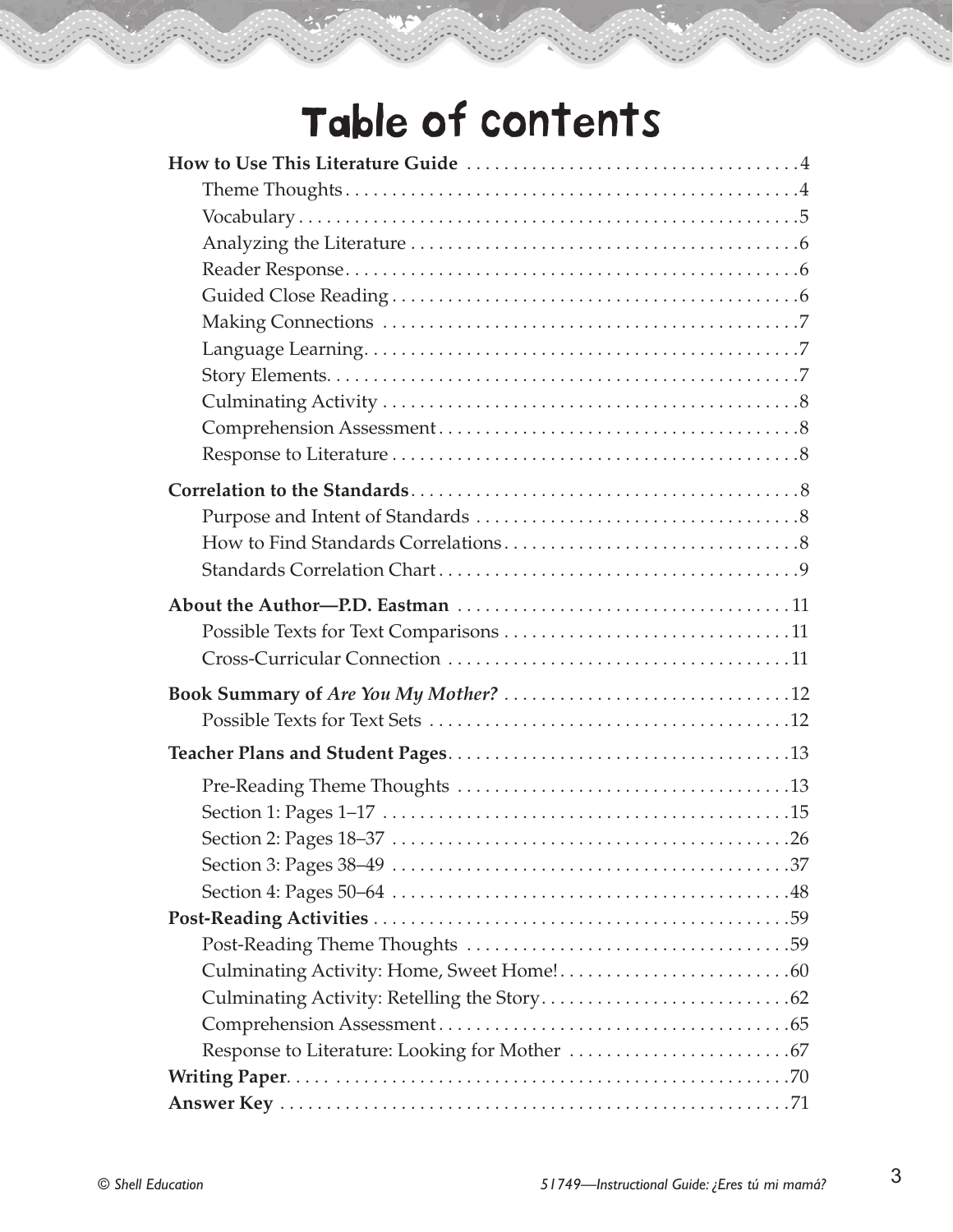# Table of contents

**How to Use This Literature Guide** . . . . . . . . . . . . . . . . . . . . . . . . . . . . . . . . . . . .4
- Theme Thoughts . . . . . . . . . . . . . . . . . . . . . . . . . . . . . . . . . . . . . . . . . . . . . . . . .4
- Vocabulary . . . . . . . . . . . . . . . . . . . . . . . . . . . . . . . . . . . . . . . . . . . . . . . . . . . . .5
- Analyzing the Literature . . . . . . . . . . . . . . . . . . . . . . . . . . . . . . . . . . . . . . . . . .6
- Reader Response . . . . . . . . . . . . . . . . . . . . . . . . . . . . . . . . . . . . . . . . . . . . . . . .6
- Guided Close Reading . . . . . . . . . . . . . . . . . . . . . . . . . . . . . . . . . . . . . . . . . . . .6
- Making Connections . . . . . . . . . . . . . . . . . . . . . . . . . . . . . . . . . . . . . . . . . . . . .7
- Language Learning . . . . . . . . . . . . . . . . . . . . . . . . . . . . . . . . . . . . . . . . . . . . . . .7
- Story Elements . . . . . . . . . . . . . . . . . . . . . . . . . . . . . . . . . . . . . . . . . . . . . . . . . .7
- Culminating Activity . . . . . . . . . . . . . . . . . . . . . . . . . . . . . . . . . . . . . . . . . . . . .8
- Comprehension Assessment . . . . . . . . . . . . . . . . . . . . . . . . . . . . . . . . . . . . . . .8
- Response to Literature . . . . . . . . . . . . . . . . . . . . . . . . . . . . . . . . . . . . . . . . . . . .8

**Correlation to the Standards** . . . . . . . . . . . . . . . . . . . . . . . . . . . . . . . . . . . . . . . . . .8
- Purpose and Intent of Standards . . . . . . . . . . . . . . . . . . . . . . . . . . . . . . . . . . . .8
- How to Find Standards Correlations . . . . . . . . . . . . . . . . . . . . . . . . . . . . . . . . .8
- Standards Correlation Chart . . . . . . . . . . . . . . . . . . . . . . . . . . . . . . . . . . . . . . .9

**About the Author—P.D. Eastman** . . . . . . . . . . . . . . . . . . . . . . . . . . . . . . . . . . . . .11
- Possible Texts for Text Comparisons . . . . . . . . . . . . . . . . . . . . . . . . . . . . . . . .11
- Cross-Curricular Connection . . . . . . . . . . . . . . . . . . . . . . . . . . . . . . . . . . . . . .11

**Book Summary of *Are You My Mother?*** . . . . . . . . . . . . . . . . . . . . . . . . . . . . . . .12
- Possible Texts for Text Sets . . . . . . . . . . . . . . . . . . . . . . . . . . . . . . . . . . . . . . . .12

**Teacher Plans and Student Pages** . . . . . . . . . . . . . . . . . . . . . . . . . . . . . . . . . . . . .13
- Pre-Reading Theme Thoughts . . . . . . . . . . . . . . . . . . . . . . . . . . . . . . . . . . . . .13
- Section 1: Pages 1–17 . . . . . . . . . . . . . . . . . . . . . . . . . . . . . . . . . . . . . . . . . . . .15
- Section 2: Pages 18–37 . . . . . . . . . . . . . . . . . . . . . . . . . . . . . . . . . . . . . . . . . . .26
- Section 3: Pages 38–49 . . . . . . . . . . . . . . . . . . . . . . . . . . . . . . . . . . . . . . . . . . .37
- Section 4: Pages 50–64 . . . . . . . . . . . . . . . . . . . . . . . . . . . . . . . . . . . . . . . . . . .48

**Post-Reading Activities** . . . . . . . . . . . . . . . . . . . . . . . . . . . . . . . . . . . . . . . . . . . . .59
- Post-Reading Theme Thoughts . . . . . . . . . . . . . . . . . . . . . . . . . . . . . . . . . . . .59
- Culminating Activity: Home, Sweet Home! . . . . . . . . . . . . . . . . . . . . . . . . . .60
- Culminating Activity: Retelling the Story . . . . . . . . . . . . . . . . . . . . . . . . . . . .62
- Comprehension Assessment . . . . . . . . . . . . . . . . . . . . . . . . . . . . . . . . . . . . . .65
- Response to Literature: Looking for Mother . . . . . . . . . . . . . . . . . . . . . . . . .67

**Writing Paper** . . . . . . . . . . . . . . . . . . . . . . . . . . . . . . . . . . . . . . . . . . . . . . . . . . . . .70

**Answer Key** . . . . . . . . . . . . . . . . . . . . . . . . . . . . . . . . . . . . . . . . . . . . . . . . . . . . . . .71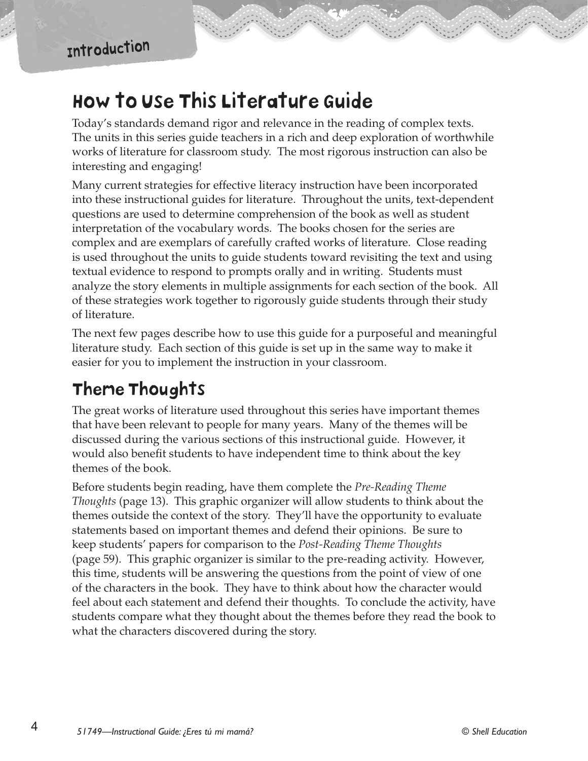# How to Use This Literature Guide

Today's standards demand rigor and relevance in the reading of complex texts. The units in this series guide teachers in a rich and deep exploration of worthwhile works of literature for classroom study. The most rigorous instruction can also be interesting and engaging!

Many current strategies for effective literacy instruction have been incorporated into these instructional guides for literature. Throughout the units, text-dependent questions are used to determine comprehension of the book as well as student interpretation of the vocabulary words. The books chosen for the series are complex and are exemplars of carefully crafted works of literature. Close reading is used throughout the units to guide students toward revisiting the text and using textual evidence to respond to prompts orally and in writing. Students must analyze the story elements in multiple assignments for each section of the book. All of these strategies work together to rigorously guide students through their study of literature.

The next few pages describe how to use this guide for a purposeful and meaningful literature study. Each section of this guide is set up in the same way to make it easier for you to implement the instruction in your classroom.

## Theme Thoughts

The great works of literature used throughout this series have important themes that have been relevant to people for many years. Many of the themes will be discussed during the various sections of this instructional guide. However, it would also benefit students to have independent time to think about the key themes of the book.

Before students begin reading, have them complete the *Pre-Reading Theme Thoughts* (page 13). This graphic organizer will allow students to think about the themes outside the context of the story. They'll have the opportunity to evaluate statements based on important themes and defend their opinions. Be sure to keep students' papers for comparison to the *Post-Reading Theme Thoughts* (page 59). This graphic organizer is similar to the pre-reading activity. However, this time, students will be answering the questions from the point of view of one of the characters in the book. They have to think about how the character would feel about each statement and defend their thoughts. To conclude the activity, have students compare what they thought about the themes before they read the book to what the characters discovered during the story.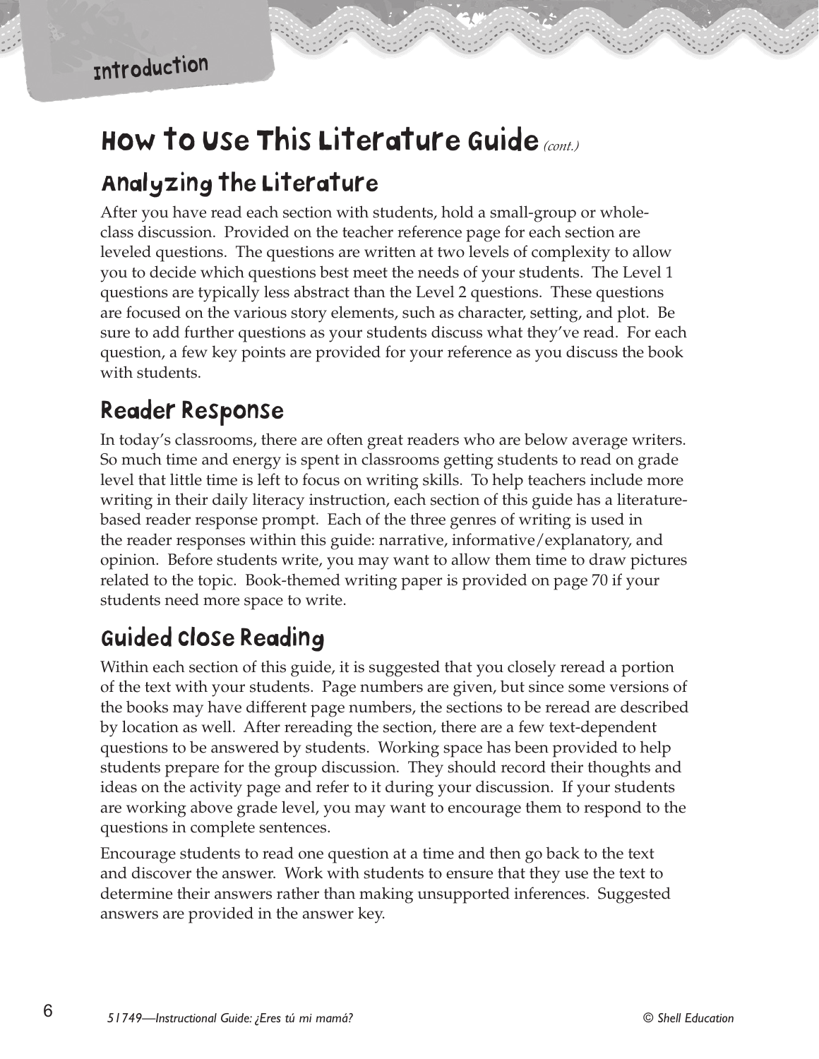## How to Use This Literature Guide *(cont.)*

### Analyzing the Literature

After you have read each section with students, hold a small-group or whole-class discussion. Provided on the teacher reference page for each section are leveled questions. The questions are written at two levels of complexity to allow you to decide which questions best meet the needs of your students. The Level 1 questions are typically less abstract than the Level 2 questions. These questions are focused on the various story elements, such as character, setting, and plot. Be sure to add further questions as your students discuss what they've read. For each question, a few key points are provided for your reference as you discuss the book with students.

### Reader Response

In today's classrooms, there are often great readers who are below average writers. So much time and energy is spent in classrooms getting students to read on grade level that little time is left to focus on writing skills. To help teachers include more writing in their daily literacy instruction, each section of this guide has a literature-based reader response prompt. Each of the three genres of writing is used in the reader responses within this guide: narrative, informative/explanatory, and opinion. Before students write, you may want to allow them time to draw pictures related to the topic. Book-themed writing paper is provided on page 70 if your students need more space to write.

### Guided Close Reading

Within each section of this guide, it is suggested that you closely reread a portion of the text with your students. Page numbers are given, but since some versions of the books may have different page numbers, the sections to be reread are described by location as well. After rereading the section, there are a few text-dependent questions to be answered by students. Working space has been provided to help students prepare for the group discussion. They should record their thoughts and ideas on the activity page and refer to it during your discussion. If your students are working above grade level, you may want to encourage them to respond to the questions in complete sentences.

Encourage students to read one question at a time and then go back to the text and discover the answer. Work with students to ensure that they use the text to determine their answers rather than making unsupported inferences. Suggested answers are provided in the answer key.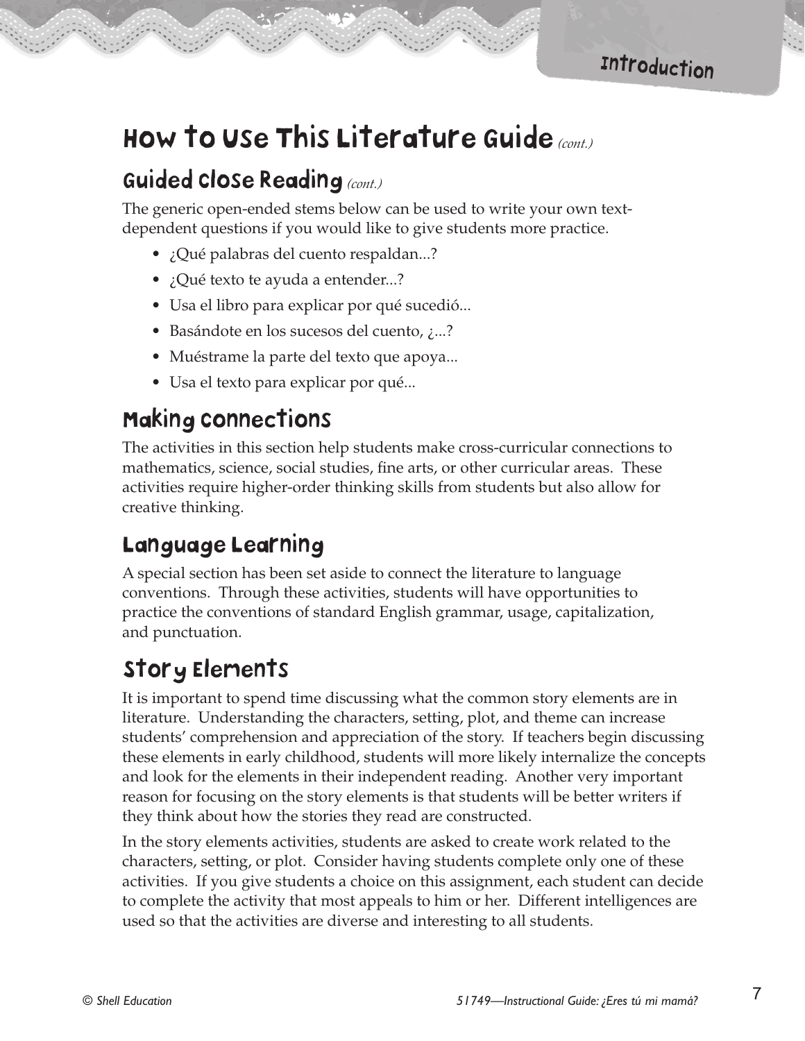# How to Use This Literature Guide *(cont.)*

## Guided Close Reading *(cont.)*

The generic open-ended stems below can be used to write your own text-dependent questions if you would like to give students more practice.

- ¿Qué palabras del cuento respaldan...?
- ¿Qué texto te ayuda a entender...?
- Usa el libro para explicar por qué sucedió...
- Basándote en los sucesos del cuento, ¿...?
- Muéstrame la parte del texto que apoya...
- Usa el texto para explicar por qué...

## Making Connections

The activities in this section help students make cross-curricular connections to mathematics, science, social studies, fine arts, or other curricular areas. These activities require higher-order thinking skills from students but also allow for creative thinking.

## Language Learning

A special section has been set aside to connect the literature to language conventions. Through these activities, students will have opportunities to practice the conventions of standard English grammar, usage, capitalization, and punctuation.

## Story Elements

It is important to spend time discussing what the common story elements are in literature. Understanding the characters, setting, plot, and theme can increase students' comprehension and appreciation of the story. If teachers begin discussing these elements in early childhood, students will more likely internalize the concepts and look for the elements in their independent reading. Another very important reason for focusing on the story elements is that students will be better writers if they think about how the stories they read are constructed.

In the story elements activities, students are asked to create work related to the characters, setting, or plot. Consider having students complete only one of these activities. If you give students a choice on this assignment, each student can decide to complete the activity that most appeals to him or her. Different intelligences are used so that the activities are diverse and interesting to all students.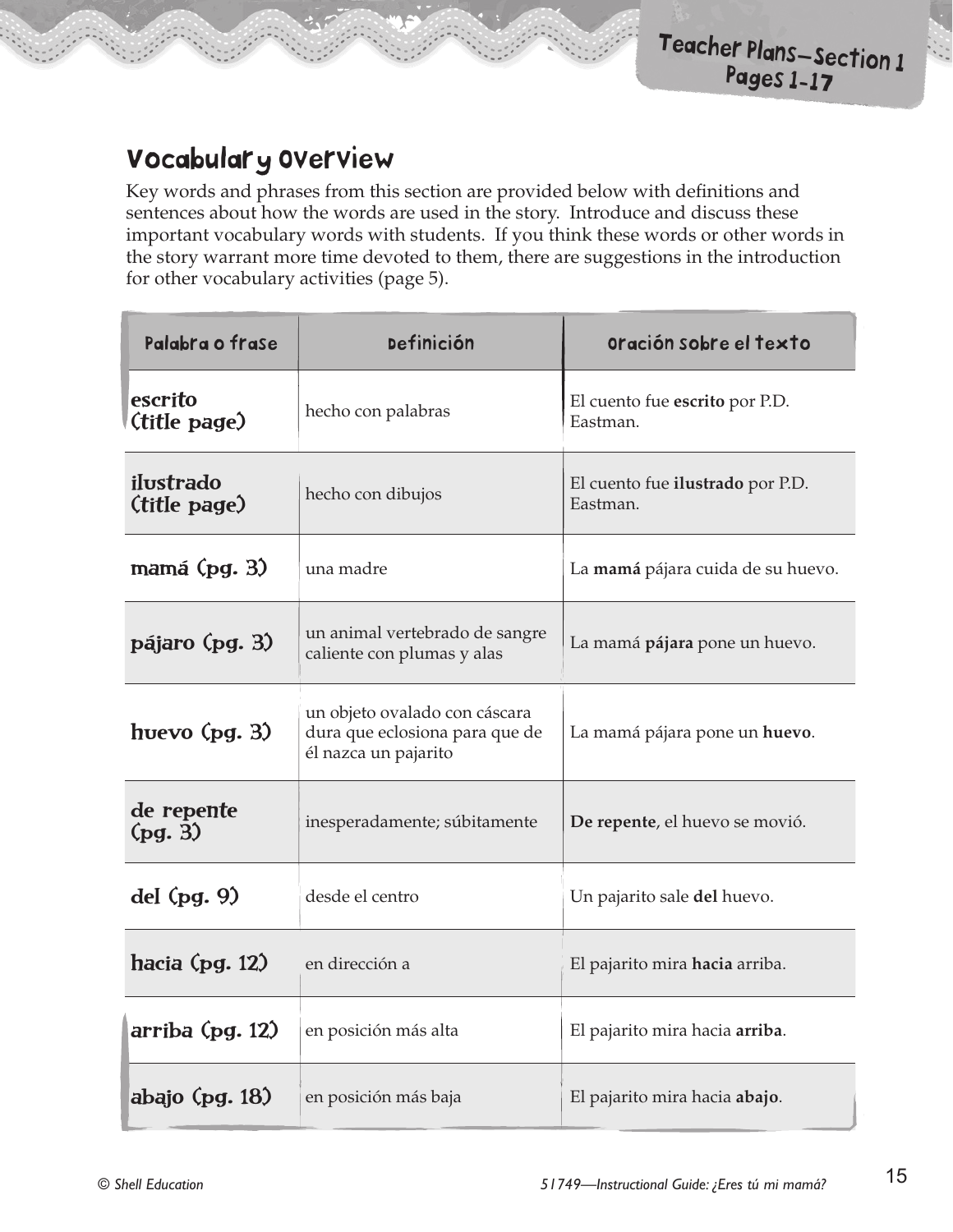## Vocabulary Overview

Key words and phrases from this section are provided below with definitions and sentences about how the words are used in the story. Introduce and discuss these important vocabulary words with students. If you think these words or other words in the story warrant more time devoted to them, there are suggestions in the introduction for other vocabulary activities (page 5).

| Palabra o frase | Definición | Oración sobre el texto |
|---|---|---|
| **escrito (title page)** | hecho con palabras | El cuento fue **escrito** por P.D. Eastman. |
| **ilustrado (title page)** | hecho con dibujos | El cuento fue **ilustrado** por P.D. Eastman. |
| **mamá (pg. 3)** | una madre | La **mamá** pájara cuida de su huevo. |
| **pájaro (pg. 3)** | un animal vertebrado de sangre caliente con plumas y alas | La mamá **pájara** pone un huevo. |
| **huevo (pg. 3)** | un objeto ovalado con cáscara dura que eclosiona para que de él nazca un pajarito | La mamá pájara pone un **huevo**. |
| **de repente (pg. 3)** | inesperadamente; súbitamente | **De repente**, el huevo se movió. |
| **del (pg. 9)** | desde el centro | Un pajarito sale **del** huevo. |
| **hacia (pg. 12)** | en dirección a | El pajarito mira **hacia** arriba. |
| **arriba (pg. 12)** | en posición más alta | El pajarito mira hacia **arriba**. |
| **abajo (pg. 18)** | en posición más baja | El pajarito mira hacia **abajo**. |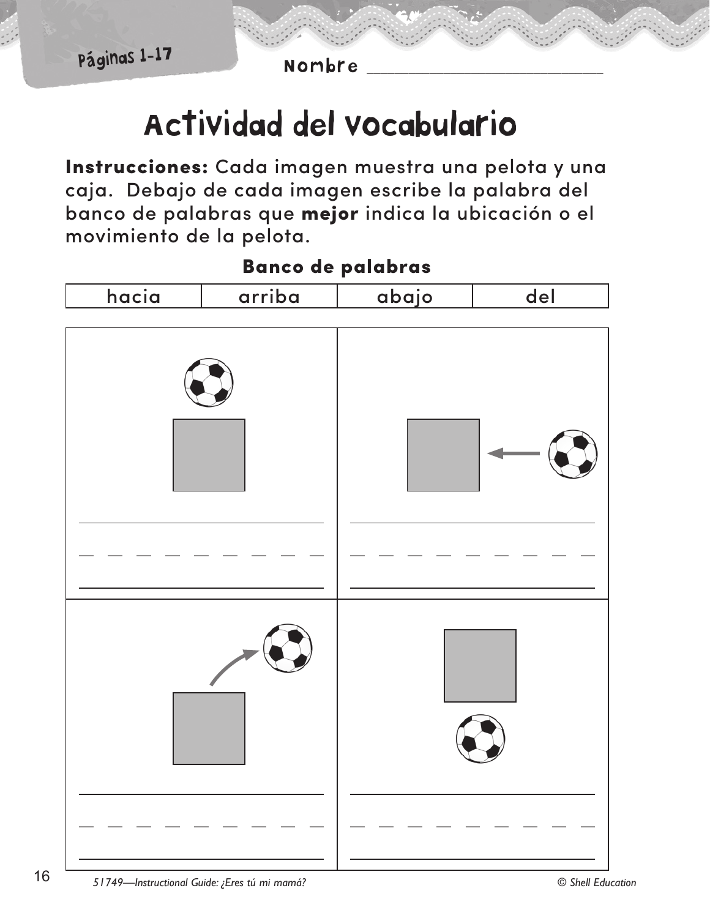Páginas 1-17

Nombre ______________________

# Actividad del vocabulario

**Instrucciones:** Cada imagen muestra una pelota y una caja. Debajo de cada imagen escribe la palabra del banco de palabras que **mejor** indica la ubicación o el movimiento de la pelota.

**Banco de palabras**

| hacia | arriba | abajo | del |
|---|---|---|---|

*51749—Instructional Guide: ¿Eres tú mi mamá?*

*© Shell Education*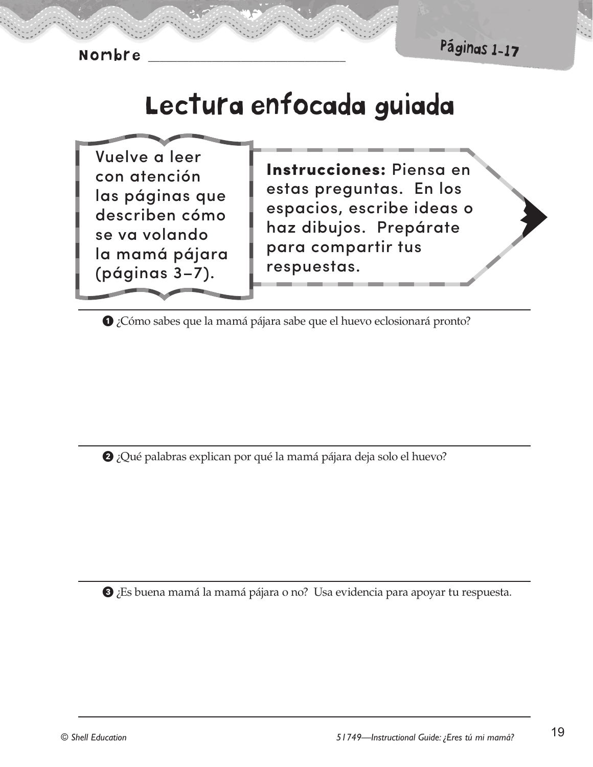Nombre ___________________________

Páginas 1–17

# Lectura enfocada guiada

Vuelve a leer con atención las páginas que describen cómo se va volando la mamá pájara (páginas 3–7).

**Instrucciones:** Piensa en estas preguntas. En los espacios, escribe ideas o haz dibujos. Prepárate para compartir tus respuestas.

1. ¿Cómo sabes que la mamá pájara sabe que el huevo eclosionará pronto?

2. ¿Qué palabras explican por qué la mamá pájara deja solo el huevo?

3. ¿Es buena mamá la mamá pájara o no? Usa evidencia para apoyar tu respuesta.

© Shell Education — 51749—Instructional Guide: ¿Eres tú mi mamá?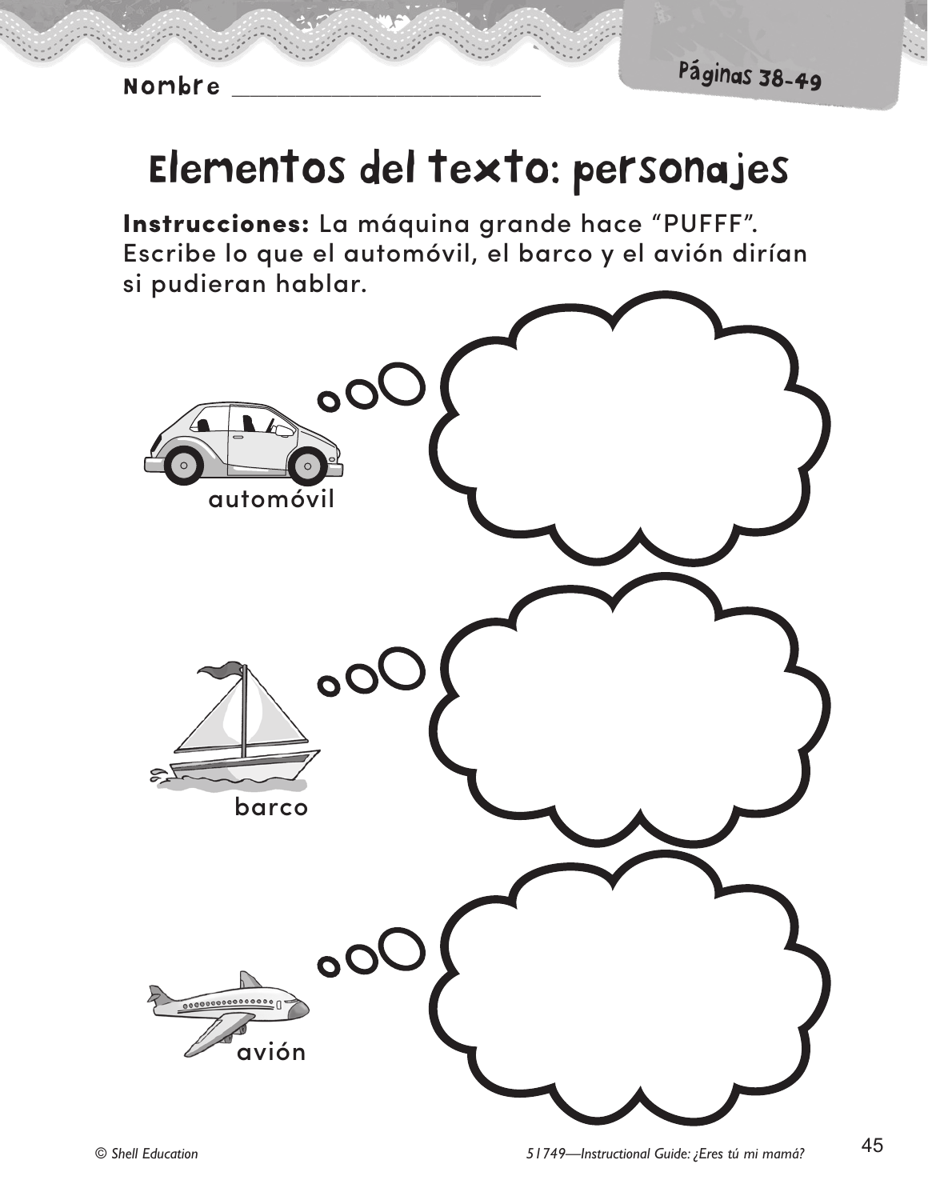Nombre ____________________________

Páginas 38-49

# Elementos del texto: personajes

**Instrucciones:** La máquina grande hace "PUFFF". Escribe lo que el automóvil, el barco y el avión dirían si pudieran hablar.

automóvil

barco

avión

© Shell Education

51749—Instructional Guide: ¿Eres tú mi mamá?